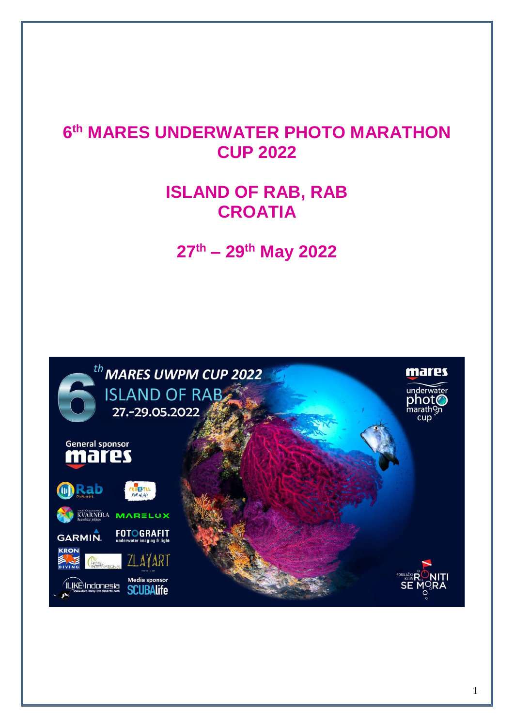# 6th MARES UNDERWATER PHOTO MARATHON CUP 2022

# ISLAND OF RAB, RAB CROATIA

# 27th – 29th May 2022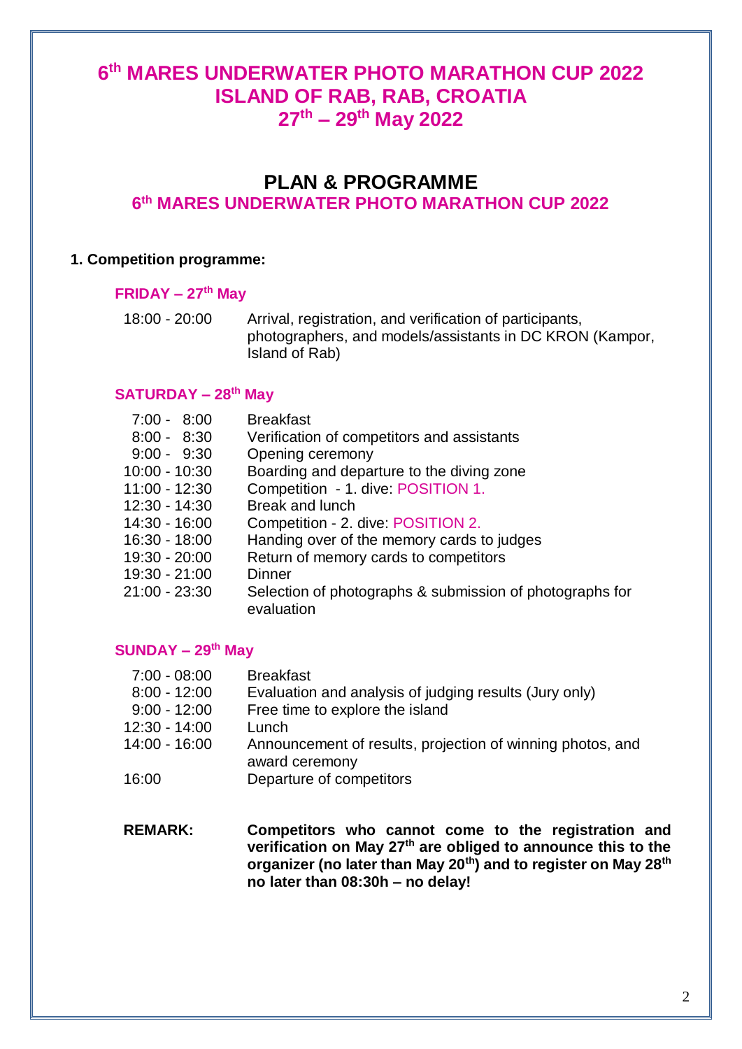# 6th MARES UNDERWATER PHOTO MARATHON CUP 2022
# ISLAND OF RAB, RAB, CROATIA
# 27th – 29th May 2022

## PLAN & PROGRAMME
### 6th MARES UNDERWATER PHOTO MARATHON CUP 2022

**1. Competition programme:**

**FRIDAY – 27th May**

| | |
|---|---|
| 18:00 - 20:00 | Arrival, registration, and verification of participants, photographers, and models/assistants in DC KRON (Kampor, Island of Rab) |

**SATURDAY – 28th May**

| | |
|---|---|
| 7:00 - 8:00 | Breakfast |
| 8:00 - 8:30 | Verification of competitors and assistants |
| 9:00 - 9:30 | Opening ceremony |
| 10:00 - 10:30 | Boarding and departure to the diving zone |
| 11:00 - 12:30 | Competition - 1. dive: POSITION 1. |
| 12:30 - 14:30 | Break and lunch |
| 14:30 - 16:00 | Competition - 2. dive: POSITION 2. |
| 16:30 - 18:00 | Handing over of the memory cards to judges |
| 19:30 - 20:00 | Return of memory cards to competitors |
| 19:30 - 21:00 | Dinner |
| 21:00 - 23:30 | Selection of photographs & submission of photographs for evaluation |

**SUNDAY – 29th May**

| | |
|---|---|
| 7:00 - 08:00 | Breakfast |
| 8:00 - 12:00 | Evaluation and analysis of judging results (Jury only) |
| 9:00 - 12:00 | Free time to explore the island |
| 12:30 - 14:00 | Lunch |
| 14:00 - 16:00 | Announcement of results, projection of winning photos, and award ceremony |
| 16:00 | Departure of competitors |

**REMARK:** **Competitors who cannot come to the registration and verification on May 27th are obliged to announce this to the organizer (no later than May 20th) and to register on May 28th no later than 08:30h – no delay!**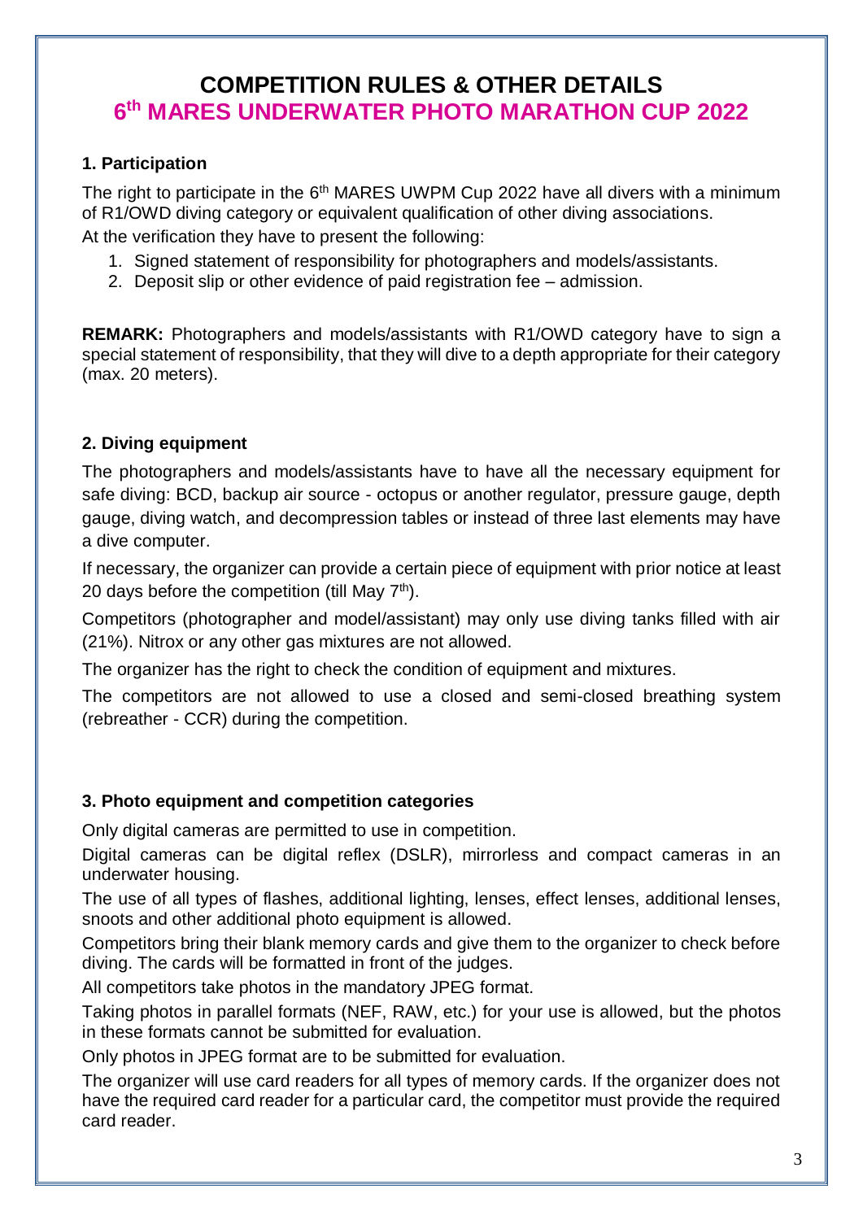# COMPETITION RULES & OTHER DETAILS
# 6th MARES UNDERWATER PHOTO MARATHON CUP 2022

### 1. Participation

The right to participate in the 6th MARES UWPM Cup 2022 have all divers with a minimum of R1/OWD diving category or equivalent qualification of other diving associations.
At the verification they have to present the following:

1. Signed statement of responsibility for photographers and models/assistants.
2. Deposit slip or other evidence of paid registration fee – admission.

**REMARK:** Photographers and models/assistants with R1/OWD category have to sign a special statement of responsibility, that they will dive to a depth appropriate for their category (max. 20 meters).

### 2. Diving equipment

The photographers and models/assistants have to have all the necessary equipment for safe diving: BCD, backup air source - octopus or another regulator, pressure gauge, depth gauge, diving watch, and decompression tables or instead of three last elements may have a dive computer.

If necessary, the organizer can provide a certain piece of equipment with prior notice at least 20 days before the competition (till May 7th).

Competitors (photographer and model/assistant) may only use diving tanks filled with air (21%). Nitrox or any other gas mixtures are not allowed.

The organizer has the right to check the condition of equipment and mixtures.

The competitors are not allowed to use a closed and semi-closed breathing system (rebreather - CCR) during the competition.

### 3. Photo equipment and competition categories

Only digital cameras are permitted to use in competition.

Digital cameras can be digital reflex (DSLR), mirrorless and compact cameras in an underwater housing.

The use of all types of flashes, additional lighting, lenses, effect lenses, additional lenses, snoots and other additional photo equipment is allowed.

Competitors bring their blank memory cards and give them to the organizer to check before diving. The cards will be formatted in front of the judges.

All competitors take photos in the mandatory JPEG format.

Taking photos in parallel formats (NEF, RAW, etc.) for your use is allowed, but the photos in these formats cannot be submitted for evaluation.

Only photos in JPEG format are to be submitted for evaluation.

The organizer will use card readers for all types of memory cards. If the organizer does not have the required card reader for a particular card, the competitor must provide the required card reader.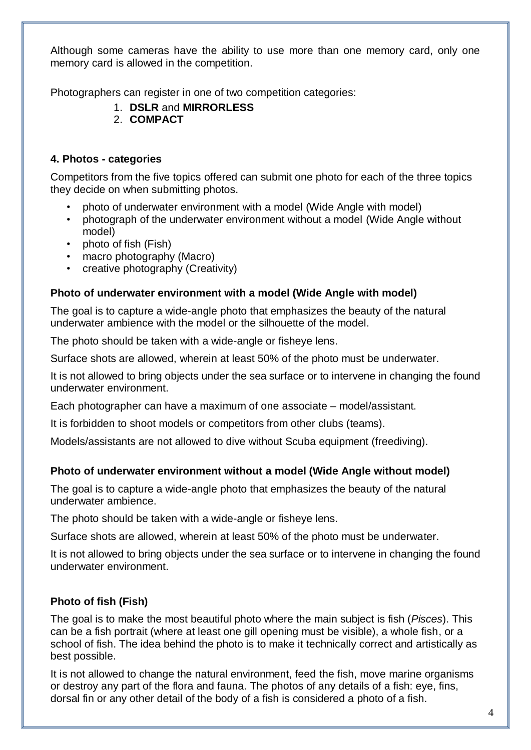Although some cameras have the ability to use more than one memory card, only one memory card is allowed in the competition.

Photographers can register in one of two competition categories:

1. **DSLR** and **MIRRORLESS**
2. **COMPACT**

### 4. Photos - categories

Competitors from the five topics offered can submit one photo for each of the three topics they decide on when submitting photos.

- photo of underwater environment with a model (Wide Angle with model)
- photograph of the underwater environment without a model (Wide Angle without model)
- photo of fish (Fish)
- macro photography (Macro)
- creative photography (Creativity)

#### Photo of underwater environment with a model (Wide Angle with model)

The goal is to capture a wide-angle photo that emphasizes the beauty of the natural underwater ambience with the model or the silhouette of the model.

The photo should be taken with a wide-angle or fisheye lens.

Surface shots are allowed, wherein at least 50% of the photo must be underwater.

It is not allowed to bring objects under the sea surface or to intervene in changing the found underwater environment.

Each photographer can have a maximum of one associate – model/assistant.

It is forbidden to shoot models or competitors from other clubs (teams).

Models/assistants are not allowed to dive without Scuba equipment (freediving).

#### Photo of underwater environment without a model (Wide Angle without model)

The goal is to capture a wide-angle photo that emphasizes the beauty of the natural underwater ambience.

The photo should be taken with a wide-angle or fisheye lens.

Surface shots are allowed, wherein at least 50% of the photo must be underwater.

It is not allowed to bring objects under the sea surface or to intervene in changing the found underwater environment.

#### Photo of fish (Fish)

The goal is to make the most beautiful photo where the main subject is fish (*Pisces*). This can be a fish portrait (where at least one gill opening must be visible), a whole fish, or a school of fish. The idea behind the photo is to make it technically correct and artistically as best possible.

It is not allowed to change the natural environment, feed the fish, move marine organisms or destroy any part of the flora and fauna. The photos of any details of a fish: eye, fins, dorsal fin or any other detail of the body of a fish is considered a photo of a fish.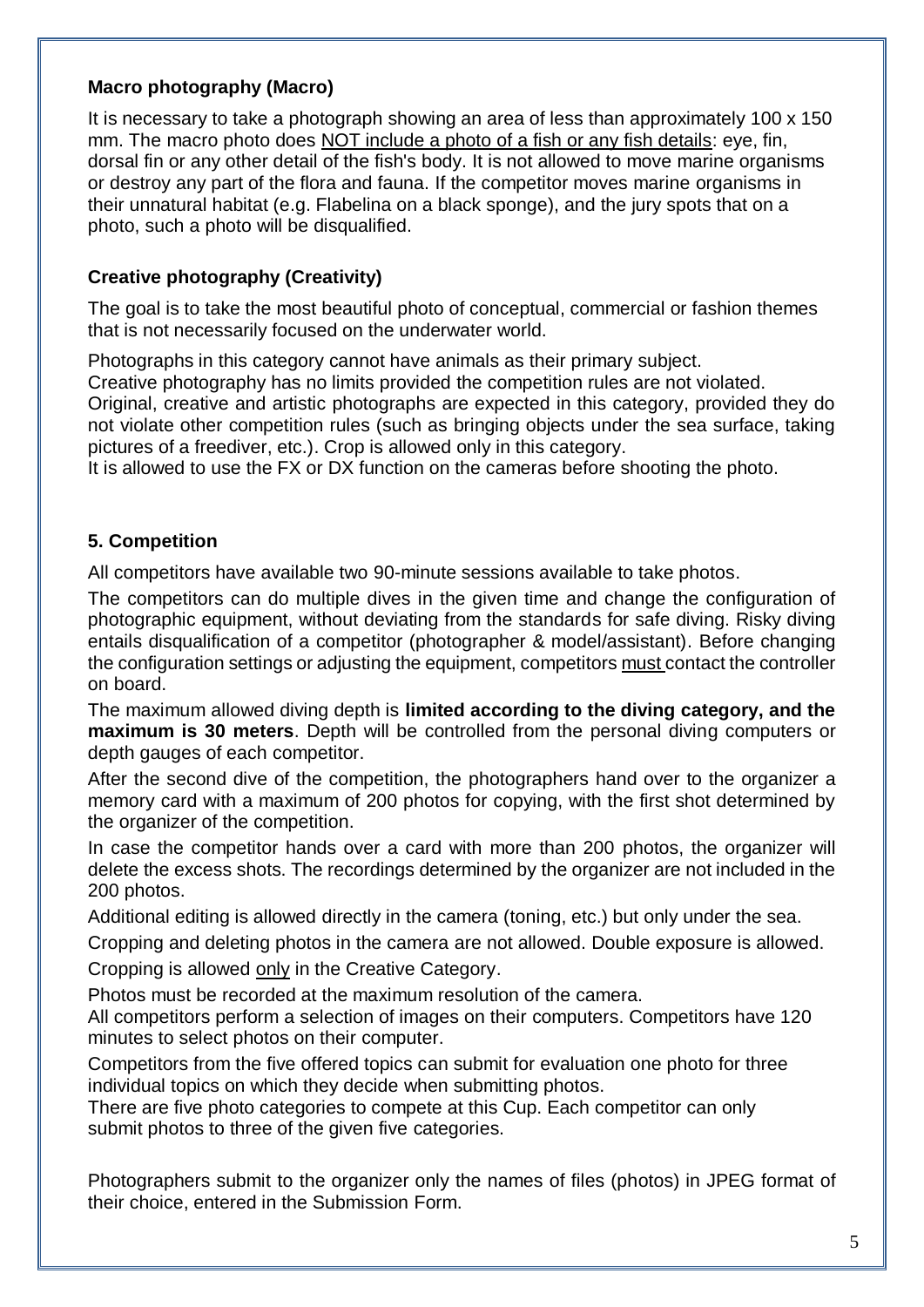### Macro photography (Macro)

It is necessary to take a photograph showing an area of less than approximately 100 x 150 mm. The macro photo does NOT include a photo of a fish or any fish details: eye, fin, dorsal fin or any other detail of the fish's body. It is not allowed to move marine organisms or destroy any part of the flora and fauna. If the competitor moves marine organisms in their unnatural habitat (e.g. Flabelina on a black sponge), and the jury spots that on a photo, such a photo will be disqualified.

### Creative photography (Creativity)

The goal is to take the most beautiful photo of conceptual, commercial or fashion themes that is not necessarily focused on the underwater world.

Photographs in this category cannot have animals as their primary subject.
Creative photography has no limits provided the competition rules are not violated.
Original, creative and artistic photographs are expected in this category, provided they do not violate other competition rules (such as bringing objects under the sea surface, taking pictures of a freediver, etc.). Crop is allowed only in this category.
It is allowed to use the FX or DX function on the cameras before shooting the photo.

## 5. Competition

All competitors have available two 90-minute sessions available to take photos.

The competitors can do multiple dives in the given time and change the configuration of photographic equipment, without deviating from the standards for safe diving. Risky diving entails disqualification of a competitor (photographer & model/assistant). Before changing the configuration settings or adjusting the equipment, competitors must contact the controller on board.

The maximum allowed diving depth is **limited according to the diving category, and the maximum is 30 meters**. Depth will be controlled from the personal diving computers or depth gauges of each competitor.

After the second dive of the competition, the photographers hand over to the organizer a memory card with a maximum of 200 photos for copying, with the first shot determined by the organizer of the competition.

In case the competitor hands over a card with more than 200 photos, the organizer will delete the excess shots. The recordings determined by the organizer are not included in the 200 photos.

Additional editing is allowed directly in the camera (toning, etc.) but only under the sea.

Cropping and deleting photos in the camera are not allowed. Double exposure is allowed.

Cropping is allowed only in the Creative Category.

Photos must be recorded at the maximum resolution of the camera.
All competitors perform a selection of images on their computers. Competitors have 120 minutes to select photos on their computer.

Competitors from the five offered topics can submit for evaluation one photo for three individual topics on which they decide when submitting photos.
There are five photo categories to compete at this Cup. Each competitor can only submit photos to three of the given five categories.

Photographers submit to the organizer only the names of files (photos) in JPEG format of their choice, entered in the Submission Form.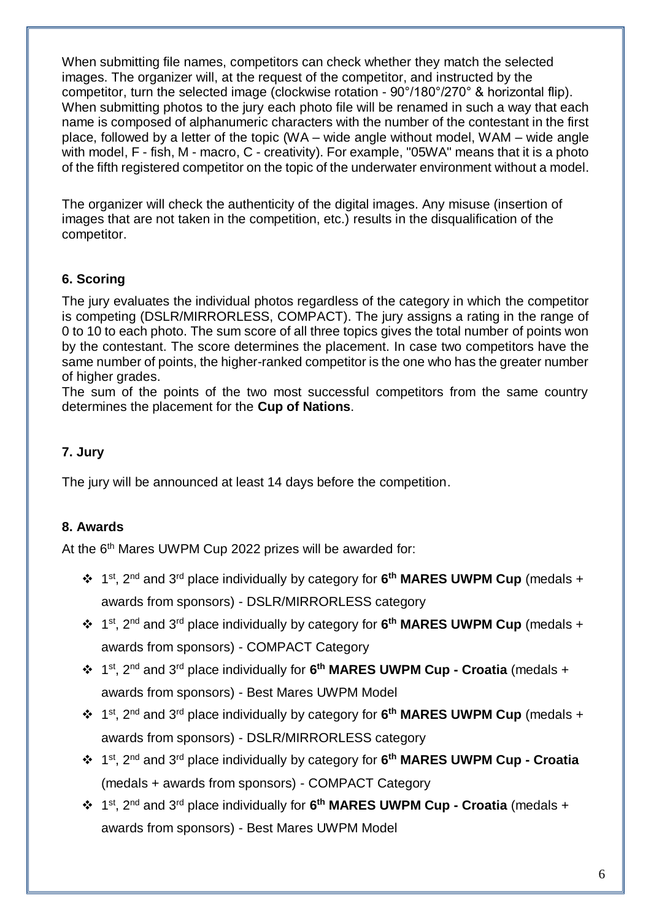When submitting file names, competitors can check whether they match the selected images. The organizer will, at the request of the competitor, and instructed by the competitor, turn the selected image (clockwise rotation - 90°/180°/270° & horizontal flip). When submitting photos to the jury each photo file will be renamed in such a way that each name is composed of alphanumeric characters with the number of the contestant in the first place, followed by a letter of the topic (WA – wide angle without model, WAM – wide angle with model, F - fish, M - macro, C - creativity). For example, "05WA" means that it is a photo of the fifth registered competitor on the topic of the underwater environment without a model.

The organizer will check the authenticity of the digital images. Any misuse (insertion of images that are not taken in the competition, etc.) results in the disqualification of the competitor.

### 6. Scoring

The jury evaluates the individual photos regardless of the category in which the competitor is competing (DSLR/MIRRORLESS, COMPACT). The jury assigns a rating in the range of 0 to 10 to each photo. The sum score of all three topics gives the total number of points won by the contestant. The score determines the placement. In case two competitors have the same number of points, the higher-ranked competitor is the one who has the greater number of higher grades.

The sum of the points of the two most successful competitors from the same country determines the placement for the **Cup of Nations**.

### 7. Jury

The jury will be announced at least 14 days before the competition.

### 8. Awards

At the 6th Mares UWPM Cup 2022 prizes will be awarded for:

- 1st, 2nd and 3rd place individually by category for **6th MARES UWPM Cup** (medals + awards from sponsors) - DSLR/MIRRORLESS category
- 1st, 2nd and 3rd place individually by category for **6th MARES UWPM Cup** (medals + awards from sponsors) - COMPACT Category
- 1st, 2nd and 3rd place individually for **6th MARES UWPM Cup - Croatia** (medals + awards from sponsors) - Best Mares UWPM Model
- 1st, 2nd and 3rd place individually by category for **6th MARES UWPM Cup** (medals + awards from sponsors) - DSLR/MIRRORLESS category
- 1st, 2nd and 3rd place individually by category for **6th MARES UWPM Cup - Croatia** (medals + awards from sponsors) - COMPACT Category
- 1st, 2nd and 3rd place individually for **6th MARES UWPM Cup - Croatia** (medals + awards from sponsors) - Best Mares UWPM Model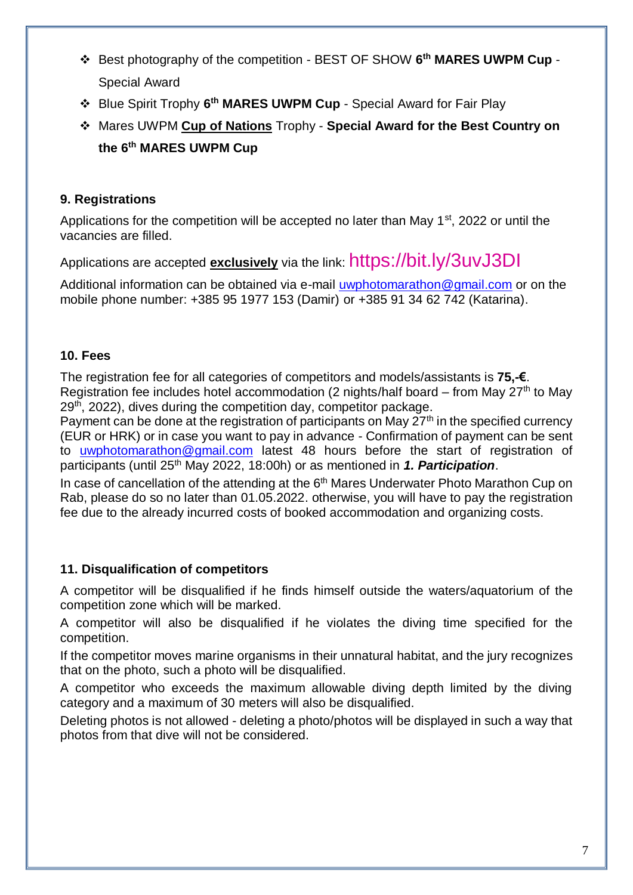- Best photography of the competition - BEST OF SHOW **6th MARES UWPM Cup** - Special Award
- Blue Spirit Trophy **6th MARES UWPM Cup** - Special Award for Fair Play
- Mares UWPM **Cup of Nations** Trophy - **Special Award for the Best Country on the 6th MARES UWPM Cup**

### 9. Registrations

Applications for the competition will be accepted no later than May 1st, 2022 or until the vacancies are filled.

Applications are accepted **exclusively** via the link: https://bit.ly/3uvJ3DI

Additional information can be obtained via e-mail uwphotomarathon@gmail.com or on the mobile phone number: +385 95 1977 153 (Damir) or +385 91 34 62 742 (Katarina).

### 10. Fees

The registration fee for all categories of competitors and models/assistants is **75,-€**.
Registration fee includes hotel accommodation (2 nights/half board – from May 27th to May 29th, 2022), dives during the competition day, competitor package.
Payment can be done at the registration of participants on May 27th in the specified currency (EUR or HRK) or in case you want to pay in advance - Confirmation of payment can be sent to uwphotomarathon@gmail.com latest 48 hours before the start of registration of participants (until 25th May 2022, 18:00h) or as mentioned in ***1. Participation***.

In case of cancellation of the attending at the 6th Mares Underwater Photo Marathon Cup on Rab, please do so no later than 01.05.2022. otherwise, you will have to pay the registration fee due to the already incurred costs of booked accommodation and organizing costs.

### 11. Disqualification of competitors

A competitor will be disqualified if he finds himself outside the waters/aquatorium of the competition zone which will be marked.

A competitor will also be disqualified if he violates the diving time specified for the competition.

If the competitor moves marine organisms in their unnatural habitat, and the jury recognizes that on the photo, such a photo will be disqualified.

A competitor who exceeds the maximum allowable diving depth limited by the diving category and a maximum of 30 meters will also be disqualified.

Deleting photos is not allowed - deleting a photo/photos will be displayed in such a way that photos from that dive will not be considered.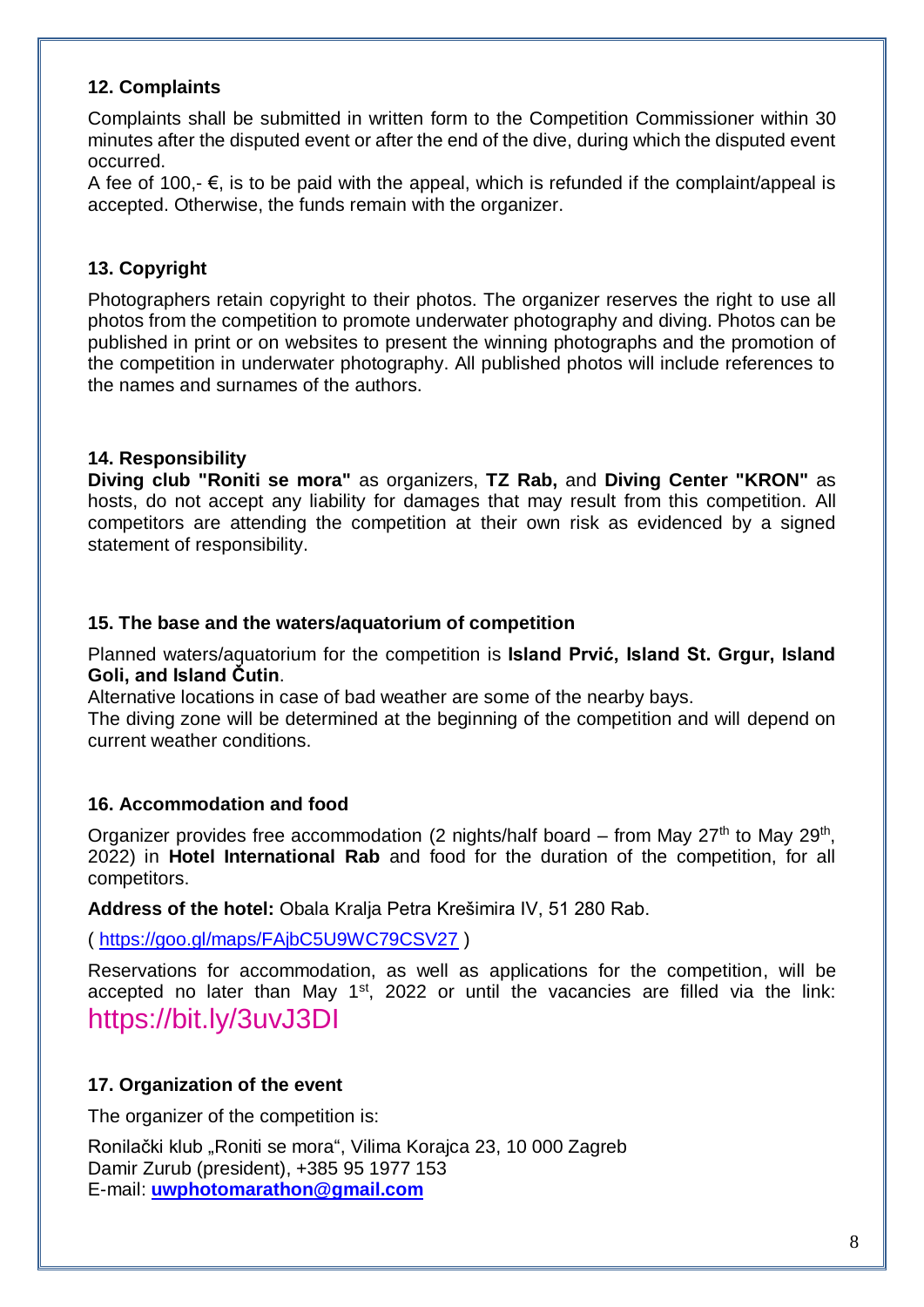## 12. Complaints

Complaints shall be submitted in written form to the Competition Commissioner within 30 minutes after the disputed event or after the end of the dive, during which the disputed event occurred.

A fee of 100,- €, is to be paid with the appeal, which is refunded if the complaint/appeal is accepted. Otherwise, the funds remain with the organizer.

## 13. Copyright

Photographers retain copyright to their photos. The organizer reserves the right to use all photos from the competition to promote underwater photography and diving. Photos can be published in print or on websites to present the winning photographs and the promotion of the competition in underwater photography. All published photos will include references to the names and surnames of the authors.

## 14. Responsibility

**Diving club "Roniti se mora"** as organizers, **TZ Rab,** and **Diving Center "KRON"** as hosts, do not accept any liability for damages that may result from this competition. All competitors are attending the competition at their own risk as evidenced by a signed statement of responsibility.

## 15. The base and the waters/aquatorium of competition

Planned waters/aquatorium for the competition is **Island Prvić, Island St. Grgur, Island Goli, and Island Čutin**.

Alternative locations in case of bad weather are some of the nearby bays.

The diving zone will be determined at the beginning of the competition and will depend on current weather conditions.

## 16. Accommodation and food

Organizer provides free accommodation (2 nights/half board – from May 27th to May 29th, 2022) in **Hotel International Rab** and food for the duration of the competition, for all competitors.

**Address of the hotel:** Obala Kralja Petra Krešimira IV, 51 280 Rab.

( https://goo.gl/maps/FAjbC5U9WC79CSV27 )

Reservations for accommodation, as well as applications for the competition, will be accepted no later than May 1st, 2022 or until the vacancies are filled via the link: https://bit.ly/3uvJ3DI

## 17. Organization of the event

The organizer of the competition is:

Ronilački klub „Roniti se mora", Vilima Korajca 23, 10 000 Zagreb
Damir Zurub (president), +385 95 1977 153
E-mail: **uwphotomarathon@gmail.com**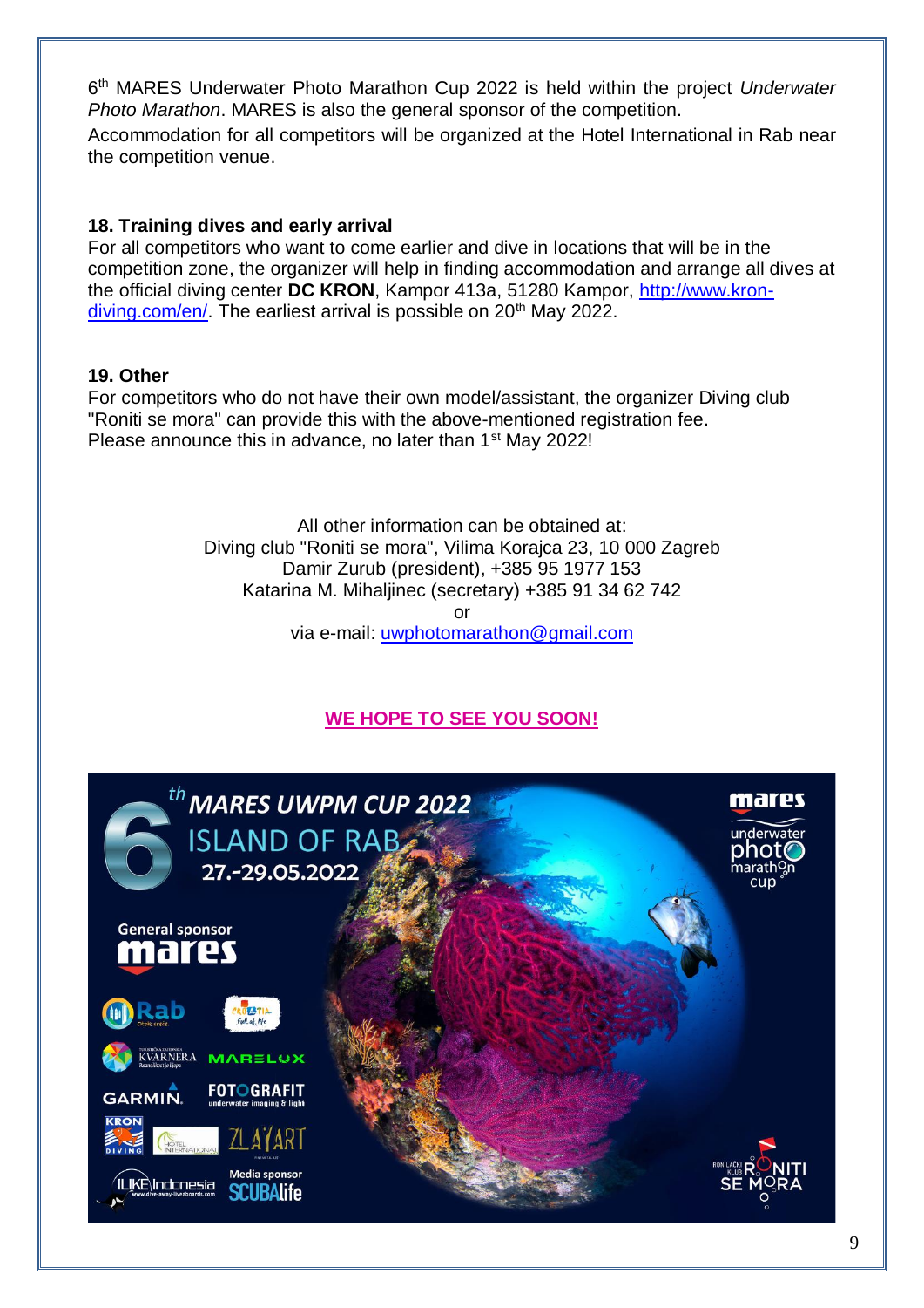6th MARES Underwater Photo Marathon Cup 2022 is held within the project *Underwater Photo Marathon*. MARES is also the general sponsor of the competition.

Accommodation for all competitors will be organized at the Hotel International in Rab near the competition venue.

## 18. Training dives and early arrival

For all competitors who want to come earlier and dive in locations that will be in the competition zone, the organizer will help in finding accommodation and arrange all dives at the official diving center **DC KRON**, Kampor 413a, 51280 Kampor, http://www.kron-diving.com/en/. The earliest arrival is possible on 20th May 2022.

## 19. Other

For competitors who do not have their own model/assistant, the organizer Diving club "Roniti se mora" can provide this with the above-mentioned registration fee. Please announce this in advance, no later than 1st May 2022!

All other information can be obtained at:
Diving club "Roniti se mora", Vilima Korajca 23, 10 000 Zagreb
Damir Zurub (president), +385 95 1977 153
Katarina M. Mihaljinec (secretary) +385 91 34 62 742
or
via e-mail: uwphotomarathon@gmail.com

**WE HOPE TO SEE YOU SOON!**